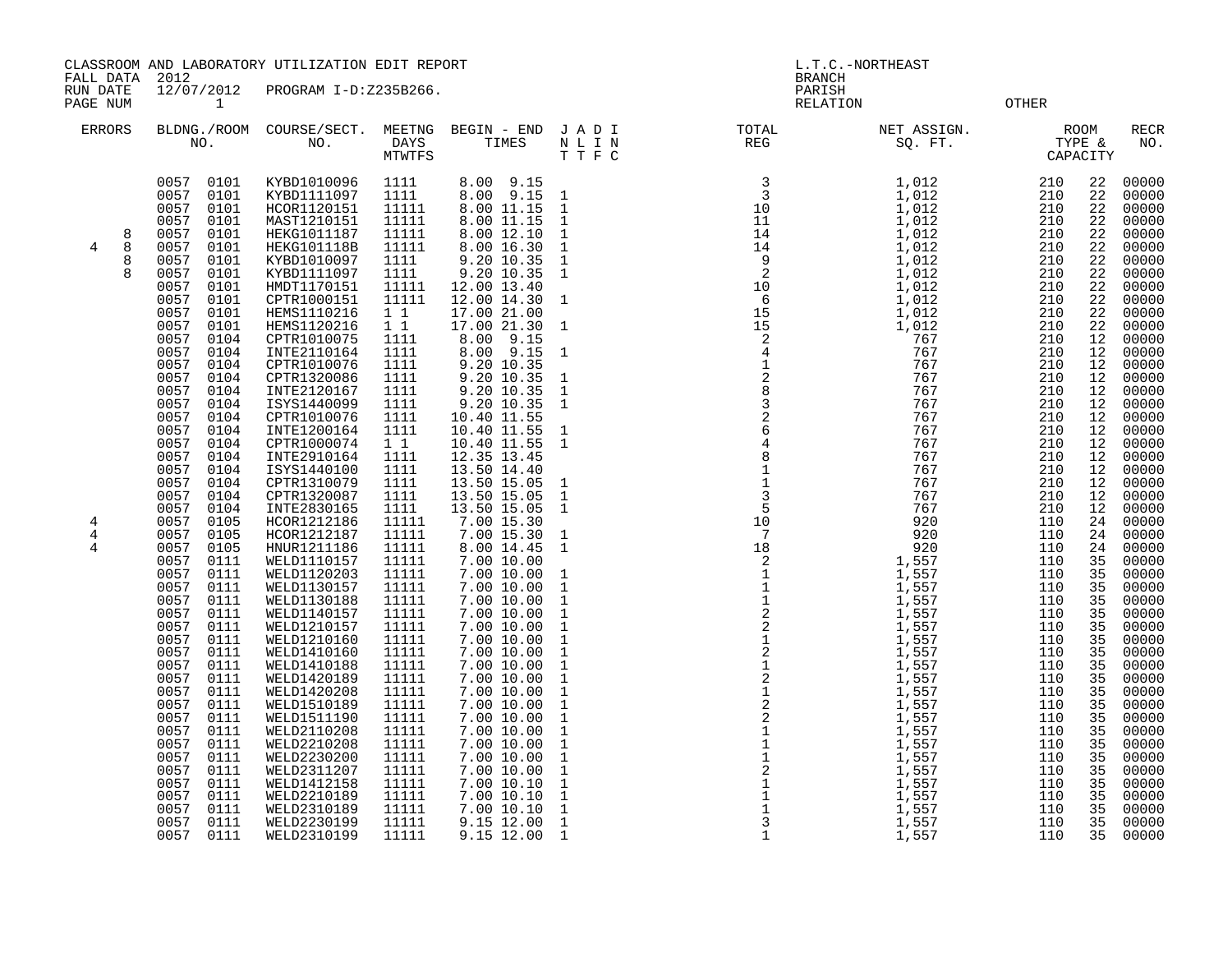CLASSROOM AND LABORATORY UTILIZATION EDIT REPORT
FALL DATA 2012
RUN DATE 12/07/2012 PROGRAM I-D:Z235B266.
PAGE NUM 1

L.T.C.-NORTHEAST
BRANCH
PARISH
RELATION OTHER

| ERRORS | | BLDNG./ROOM NO. | | COURSE/SECT. NO. | MEETNG DAYS MTWTFS | BEGIN - END TIMES | | J A D I N L I N T T F C | TOTAL REG | NET ASSIGN. SQ. FT. | ROOM TYPE & CAPACITY | | RECR NO. |
|---|---|---|---|---|---|---|---|---|---|---|---|---|---|
| | | 0057 | 0101 | KYBD1010096 | 1111 | 8.00 | 9.15 | | 3 | 1,012 | 210 | 22 | 00000 |
| | | 0057 | 0101 | KYBD1111097 | 1111 | 8.00 | 9.15 | 1 | 3 | 1,012 | 210 | 22 | 00000 |
| | | 0057 | 0101 | HCOR1120151 | 11111 | 8.00 | 11.15 | 1 | 10 | 1,012 | 210 | 22 | 00000 |
| | | 0057 | 0101 | MAST1210151 | 11111 | 8.00 | 11.15 | 1 | 11 | 1,012 | 210 | 22 | 00000 |
| | 8 | 0057 | 0101 | HEKG1011187 | 11111 | 8.00 | 12.10 | 1 | 14 | 1,012 | 210 | 22 | 00000 |
| 4 | 8 | 0057 | 0101 | HEKG101118B | 11111 | 8.00 | 16.30 | 1 | 14 | 1,012 | 210 | 22 | 00000 |
| | 8 | 0057 | 0101 | KYBD1010097 | 1111 | 9.20 | 10.35 | 1 | 9 | 1,012 | 210 | 22 | 00000 |
| | 8 | 0057 | 0101 | KYBD1111097 | 1111 | 9.20 | 10.35 | 1 | 2 | 1,012 | 210 | 22 | 00000 |
| | | 0057 | 0101 | HMDT1170151 | 11111 | 12.00 | 13.40 | | 10 | 1,012 | 210 | 22 | 00000 |
| | | 0057 | 0101 | CPTR1000151 | 11111 | 12.00 | 14.30 | 1 | 6 | 1,012 | 210 | 22 | 00000 |
| | | 0057 | 0101 | HEMS1110216 | 1 1 | 17.00 | 21.00 | | 15 | 1,012 | 210 | 22 | 00000 |
| | | 0057 | 0101 | HEMS1120216 | 1 1 | 17.00 | 21.30 | 1 | 15 | 1,012 | 210 | 22 | 00000 |
| | | 0057 | 0104 | CPTR1010075 | 1111 | 8.00 | 9.15 | | 2 | 767 | 210 | 12 | 00000 |
| | | 0057 | 0104 | INTE2110164 | 1111 | 8.00 | 9.15 | 1 | 4 | 767 | 210 | 12 | 00000 |
| | | 0057 | 0104 | CPTR1010076 | 1111 | 9.20 | 10.35 | | 1 | 767 | 210 | 12 | 00000 |
| | | 0057 | 0104 | CPTR1320086 | 1111 | 9.20 | 10.35 | 1 | 2 | 767 | 210 | 12 | 00000 |
| | | 0057 | 0104 | INTE2120167 | 1111 | 9.20 | 10.35 | 1 | 8 | 767 | 210 | 12 | 00000 |
| | | 0057 | 0104 | ISYS1440099 | 1111 | 9.20 | 10.35 | 1 | 3 | 767 | 210 | 12 | 00000 |
| | | 0057 | 0104 | CPTR1010076 | 1111 | 10.40 | 11.55 | | 2 | 767 | 210 | 12 | 00000 |
| | | 0057 | 0104 | INTE1200164 | 1111 | 10.40 | 11.55 | 1 | 6 | 767 | 210 | 12 | 00000 |
| | | 0057 | 0104 | CPTR1000074 | 1 1 | 10.40 | 11.55 | 1 | 4 | 767 | 210 | 12 | 00000 |
| | | 0057 | 0104 | INTE2910164 | 1111 | 12.35 | 13.45 | | 8 | 767 | 210 | 12 | 00000 |
| | | 0057 | 0104 | ISYS1440100 | 1111 | 13.50 | 14.40 | | 1 | 767 | 210 | 12 | 00000 |
| | | 0057 | 0104 | CPTR1310079 | 1111 | 13.50 | 15.05 | 1 | 1 | 767 | 210 | 12 | 00000 |
| | | 0057 | 0104 | CPTR1320087 | 1111 | 13.50 | 15.05 | 1 | 3 | 767 | 210 | 12 | 00000 |
| | | 0057 | 0104 | INTE2830165 | 1111 | 13.50 | 15.05 | 1 | 5 | 767 | 210 | 12 | 00000 |
| 4 | | 0057 | 0105 | HCOR1212186 | 11111 | 7.00 | 15.30 | | 10 | 920 | 110 | 24 | 00000 |
| 4 | | 0057 | 0105 | HCOR1212187 | 11111 | 7.00 | 15.30 | 1 | 7 | 920 | 110 | 24 | 00000 |
| 4 | | 0057 | 0105 | HNUR1211186 | 11111 | 8.00 | 14.45 | 1 | 18 | 920 | 110 | 24 | 00000 |
| | | 0057 | 0111 | WELD1110157 | 11111 | 7.00 | 10.00 | | 2 | 1,557 | 110 | 35 | 00000 |
| | | 0057 | 0111 | WELD1120203 | 11111 | 7.00 | 10.00 | 1 | 1 | 1,557 | 110 | 35 | 00000 |
| | | 0057 | 0111 | WELD1130157 | 11111 | 7.00 | 10.00 | 1 | 1 | 1,557 | 110 | 35 | 00000 |
| | | 0057 | 0111 | WELD1130188 | 11111 | 7.00 | 10.00 | 1 | 1 | 1,557 | 110 | 35 | 00000 |
| | | 0057 | 0111 | WELD1140157 | 11111 | 7.00 | 10.00 | 1 | 2 | 1,557 | 110 | 35 | 00000 |
| | | 0057 | 0111 | WELD1210157 | 11111 | 7.00 | 10.00 | 1 | 2 | 1,557 | 110 | 35 | 00000 |
| | | 0057 | 0111 | WELD1210160 | 11111 | 7.00 | 10.00 | 1 | 1 | 1,557 | 110 | 35 | 00000 |
| | | 0057 | 0111 | WELD1410160 | 11111 | 7.00 | 10.00 | 1 | 2 | 1,557 | 110 | 35 | 00000 |
| | | 0057 | 0111 | WELD1410188 | 11111 | 7.00 | 10.00 | 1 | 1 | 1,557 | 110 | 35 | 00000 |
| | | 0057 | 0111 | WELD1420189 | 11111 | 7.00 | 10.00 | 1 | 2 | 1,557 | 110 | 35 | 00000 |
| | | 0057 | 0111 | WELD1420208 | 11111 | 7.00 | 10.00 | 1 | 1 | 1,557 | 110 | 35 | 00000 |
| | | 0057 | 0111 | WELD1510189 | 11111 | 7.00 | 10.00 | 1 | 2 | 1,557 | 110 | 35 | 00000 |
| | | 0057 | 0111 | WELD1511190 | 11111 | 7.00 | 10.00 | 1 | 2 | 1,557 | 110 | 35 | 00000 |
| | | 0057 | 0111 | WELD2110208 | 11111 | 7.00 | 10.00 | 1 | 1 | 1,557 | 110 | 35 | 00000 |
| | | 0057 | 0111 | WELD2210208 | 11111 | 7.00 | 10.00 | 1 | 1 | 1,557 | 110 | 35 | 00000 |
| | | 0057 | 0111 | WELD2230200 | 11111 | 7.00 | 10.00 | 1 | 1 | 1,557 | 110 | 35 | 00000 |
| | | 0057 | 0111 | WELD2311207 | 11111 | 7.00 | 10.00 | 1 | 2 | 1,557 | 110 | 35 | 00000 |
| | | 0057 | 0111 | WELD1412158 | 11111 | 7.00 | 10.10 | 1 | 1 | 1,557 | 110 | 35 | 00000 |
| | | 0057 | 0111 | WELD2210189 | 11111 | 7.00 | 10.10 | 1 | 1 | 1,557 | 110 | 35 | 00000 |
| | | 0057 | 0111 | WELD2310189 | 11111 | 7.00 | 10.10 | 1 | 1 | 1,557 | 110 | 35 | 00000 |
| | | 0057 | 0111 | WELD2230199 | 11111 | 9.15 | 12.00 | 1 | 3 | 1,557 | 110 | 35 | 00000 |
| | | 0057 | 0111 | WELD2310199 | 11111 | 9.15 | 12.00 | 1 | 1 | 1,557 | 110 | 35 | 00000 |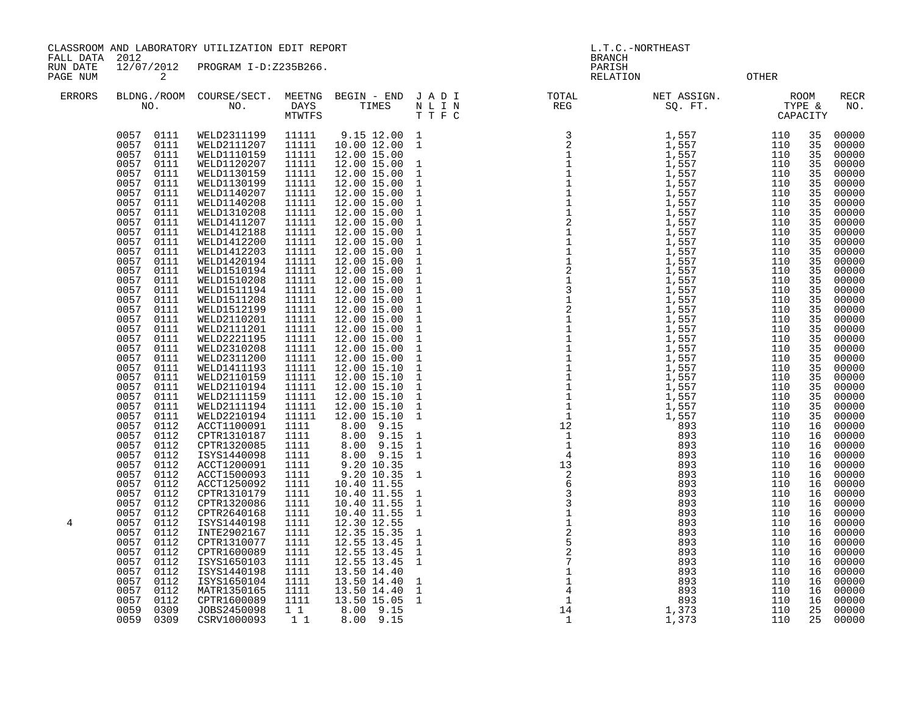CLASSROOM AND LABORATORY UTILIZATION EDIT REPORT
FALL DATA 2012
RUN DATE 12/07/2012 PROGRAM I-D:Z235B266.
PAGE NUM 2

L.T.C.-NORTHEAST
BRANCH
PARISH
RELATION OTHER

| ERRORS | BLDNG./ROOM NO. | COURSE/SECT. NO. | MEETNG DAYS MTWTFS | BEGIN - END TIMES | J A D I / N L I N / T T F C | TOTAL REG | NET ASSIGN. SQ. FT. | ROOM TYPE & CAPACITY | | RECR NO. |
|---|---|---|---|---|---|---|---|---|---|---|
| | 0057 0111 | WELD2311199 | 11111 | 9.15 12.00 | 1 | 3 | 1,557 | 110 | 35 | 00000 |
| | 0057 0111 | WELD2111207 | 11111 | 10.00 12.00 | 1 | 2 | 1,557 | 110 | 35 | 00000 |
| | 0057 0111 | WELD1110159 | 11111 | 12.00 15.00 | | 1 | 1,557 | 110 | 35 | 00000 |
| | 0057 0111 | WELD1120207 | 11111 | 12.00 15.00 | 1 | 1 | 1,557 | 110 | 35 | 00000 |
| | 0057 0111 | WELD1130159 | 11111 | 12.00 15.00 | 1 | 1 | 1,557 | 110 | 35 | 00000 |
| | 0057 0111 | WELD1130199 | 11111 | 12.00 15.00 | 1 | 1 | 1,557 | 110 | 35 | 00000 |
| | 0057 0111 | WELD1140207 | 11111 | 12.00 15.00 | 1 | 1 | 1,557 | 110 | 35 | 00000 |
| | 0057 0111 | WELD1140208 | 11111 | 12.00 15.00 | 1 | 1 | 1,557 | 110 | 35 | 00000 |
| | 0057 0111 | WELD1310208 | 11111 | 12.00 15.00 | 1 | 1 | 1,557 | 110 | 35 | 00000 |
| | 0057 0111 | WELD1411207 | 11111 | 12.00 15.00 | 1 | 2 | 1,557 | 110 | 35 | 00000 |
| | 0057 0111 | WELD1412188 | 11111 | 12.00 15.00 | 1 | 1 | 1,557 | 110 | 35 | 00000 |
| | 0057 0111 | WELD1412200 | 11111 | 12.00 15.00 | 1 | 1 | 1,557 | 110 | 35 | 00000 |
| | 0057 0111 | WELD1412203 | 11111 | 12.00 15.00 | 1 | 1 | 1,557 | 110 | 35 | 00000 |
| | 0057 0111 | WELD1420194 | 11111 | 12.00 15.00 | 1 | 1 | 1,557 | 110 | 35 | 00000 |
| | 0057 0111 | WELD1510194 | 11111 | 12.00 15.00 | 1 | 2 | 1,557 | 110 | 35 | 00000 |
| | 0057 0111 | WELD1510208 | 11111 | 12.00 15.00 | 1 | 1 | 1,557 | 110 | 35 | 00000 |
| | 0057 0111 | WELD1511194 | 11111 | 12.00 15.00 | 1 | 3 | 1,557 | 110 | 35 | 00000 |
| | 0057 0111 | WELD1511208 | 11111 | 12.00 15.00 | 1 | 1 | 1,557 | 110 | 35 | 00000 |
| | 0057 0111 | WELD1512199 | 11111 | 12.00 15.00 | 1 | 2 | 1,557 | 110 | 35 | 00000 |
| | 0057 0111 | WELD2110201 | 11111 | 12.00 15.00 | 1 | 1 | 1,557 | 110 | 35 | 00000 |
| | 0057 0111 | WELD2111201 | 11111 | 12.00 15.00 | 1 | 1 | 1,557 | 110 | 35 | 00000 |
| | 0057 0111 | WELD2221195 | 11111 | 12.00 15.00 | 1 | 1 | 1,557 | 110 | 35 | 00000 |
| | 0057 0111 | WELD2310208 | 11111 | 12.00 15.00 | 1 | 1 | 1,557 | 110 | 35 | 00000 |
| | 0057 0111 | WELD2311200 | 11111 | 12.00 15.00 | 1 | 1 | 1,557 | 110 | 35 | 00000 |
| | 0057 0111 | WELD1411193 | 11111 | 12.00 15.10 | 1 | 1 | 1,557 | 110 | 35 | 00000 |
| | 0057 0111 | WELD2110159 | 11111 | 12.00 15.10 | 1 | 1 | 1,557 | 110 | 35 | 00000 |
| | 0057 0111 | WELD2110194 | 11111 | 12.00 15.10 | 1 | 1 | 1,557 | 110 | 35 | 00000 |
| | 0057 0111 | WELD2111159 | 11111 | 12.00 15.10 | 1 | 1 | 1,557 | 110 | 35 | 00000 |
| | 0057 0111 | WELD2111194 | 11111 | 12.00 15.10 | 1 | 1 | 1,557 | 110 | 35 | 00000 |
| | 0057 0111 | WELD2210194 | 11111 | 12.00 15.10 | 1 | 1 | 1,557 | 110 | 35 | 00000 |
| | 0057 0112 | ACCT1100091 | 1111 | 8.00 9.15 | | 12 | 893 | 110 | 16 | 00000 |
| | 0057 0112 | CPTR1310187 | 1111 | 8.00 9.15 | 1 | 1 | 893 | 110 | 16 | 00000 |
| | 0057 0112 | CPTR1320085 | 1111 | 8.00 9.15 | 1 | 1 | 893 | 110 | 16 | 00000 |
| | 0057 0112 | ISYS1440098 | 1111 | 8.00 9.15 | 1 | 4 | 893 | 110 | 16 | 00000 |
| | 0057 0112 | ACCT1200091 | 1111 | 9.20 10.35 | | 13 | 893 | 110 | 16 | 00000 |
| | 0057 0112 | ACCT1500093 | 1111 | 9.20 10.35 | 1 | 2 | 893 | 110 | 16 | 00000 |
| | 0057 0112 | ACCT1250092 | 1111 | 10.40 11.55 | | 6 | 893 | 110 | 16 | 00000 |
| | 0057 0112 | CPTR1310179 | 1111 | 10.40 11.55 | 1 | 3 | 893 | 110 | 16 | 00000 |
| | 0057 0112 | CPTR1320086 | 1111 | 10.40 11.55 | 1 | 3 | 893 | 110 | 16 | 00000 |
| | 0057 0112 | CPTR2640168 | 1111 | 10.40 11.55 | 1 | 1 | 893 | 110 | 16 | 00000 |
| 4 | 0057 0112 | ISYS1440198 | 1111 | 12.30 12.55 | | 1 | 893 | 110 | 16 | 00000 |
| | 0057 0112 | INTE2902167 | 1111 | 12.35 15.35 | 1 | 2 | 893 | 110 | 16 | 00000 |
| | 0057 0112 | CPTR1310077 | 1111 | 12.55 13.45 | 1 | 5 | 893 | 110 | 16 | 00000 |
| | 0057 0112 | CPTR1600089 | 1111 | 12.55 13.45 | 1 | 2 | 893 | 110 | 16 | 00000 |
| | 0057 0112 | ISYS1650103 | 1111 | 12.55 13.45 | 1 | 7 | 893 | 110 | 16 | 00000 |
| | 0057 0112 | ISYS1440198 | 1111 | 13.50 14.40 | | 1 | 893 | 110 | 16 | 00000 |
| | 0057 0112 | ISYS1650104 | 1111 | 13.50 14.40 | 1 | 1 | 893 | 110 | 16 | 00000 |
| | 0057 0112 | MATR1350165 | 1111 | 13.50 14.40 | 1 | 4 | 893 | 110 | 16 | 00000 |
| | 0057 0112 | CPTR1600089 | 1111 | 13.50 15.05 | 1 | 1 | 893 | 110 | 16 | 00000 |
| | 0059 0309 | JOBS2450098 | 1 1 | 8.00 9.15 | | 14 | 1,373 | 110 | 25 | 00000 |
| | 0059 0309 | CSRV1000093 | 1 1 | 8.00 9.15 | | 1 | 1,373 | 110 | 25 | 00000 |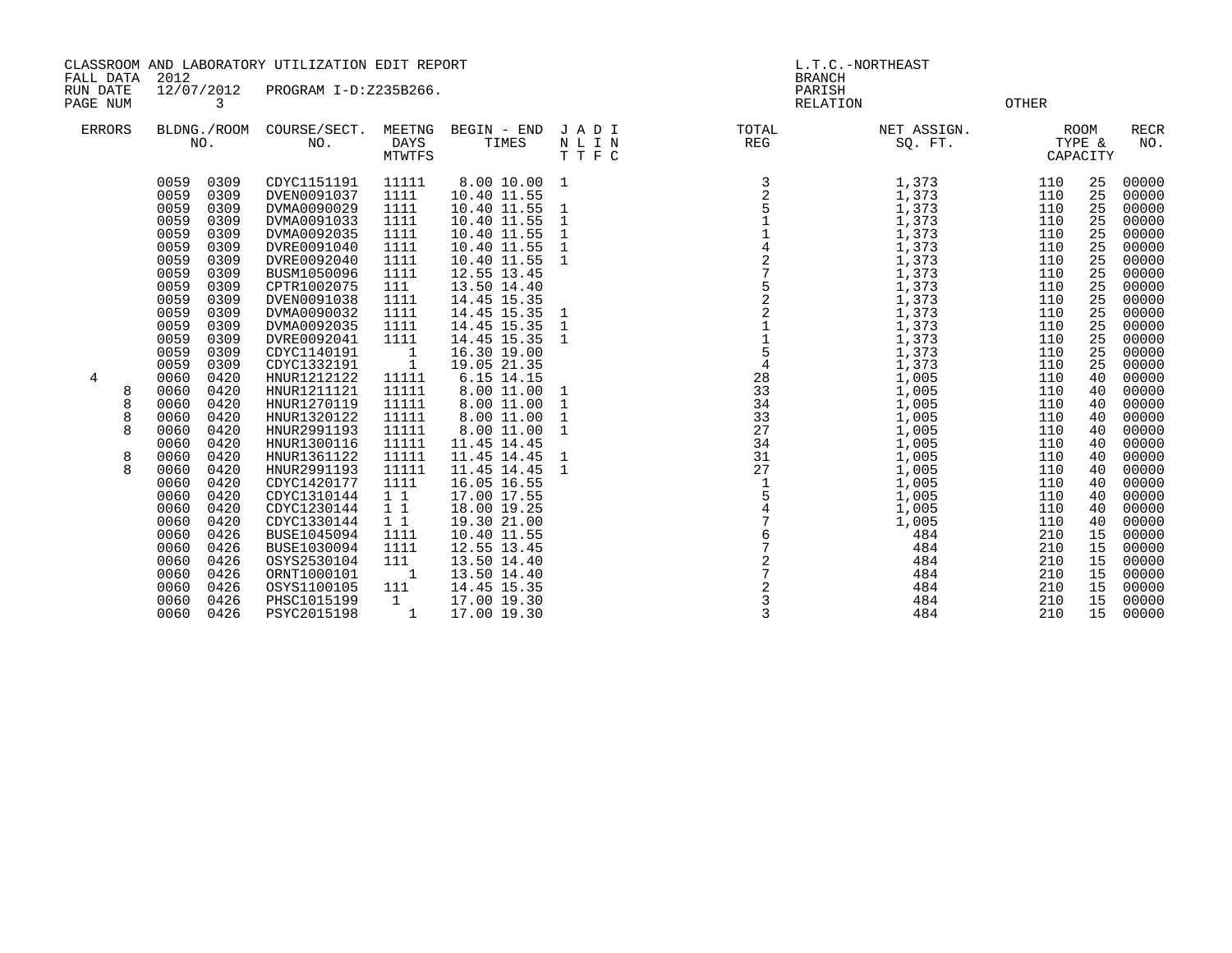CLASSROOM AND LABORATORY UTILIZATION EDIT REPORT
FALL DATA 2012
RUN DATE 12/07/2012 PROGRAM I-D:Z235B266.
PAGE NUM 3

L.T.C.-NORTHEAST
BRANCH
PARISH
RELATION OTHER

| ERRORS | BLDNG./ROOM NO. | COURSE/SECT. NO. | MEETNG DAYS MTWTFS | BEGIN - END TIMES | J A D I N L I N T T F C | TOTAL REG | NET ASSIGN. SQ. FT. | ROOM TYPE & CAPACITY | | RECR NO. |
|---|---|---|---|---|---|---|---|---|---|---|
| | 0059 0309 | CDYC1151191 | 11111 | 8.00 10.00 | 1 | 3 | 1,373 | 110 | 25 | 00000 |
| | 0059 0309 | DVEN0091037 | 1111 | 10.40 11.55 | | 2 | 1,373 | 110 | 25 | 00000 |
| | 0059 0309 | DVMA0090029 | 1111 | 10.40 11.55 | 1 | 5 | 1,373 | 110 | 25 | 00000 |
| | 0059 0309 | DVMA0091033 | 1111 | 10.40 11.55 | 1 | 1 | 1,373 | 110 | 25 | 00000 |
| | 0059 0309 | DVMA0092035 | 1111 | 10.40 11.55 | 1 | 1 | 1,373 | 110 | 25 | 00000 |
| | 0059 0309 | DVRE0091040 | 1111 | 10.40 11.55 | 1 | 4 | 1,373 | 110 | 25 | 00000 |
| | 0059 0309 | DVRE0092040 | 1111 | 10.40 11.55 | 1 | 2 | 1,373 | 110 | 25 | 00000 |
| | 0059 0309 | BUSM1050096 | 1111 | 12.55 13.45 | | 7 | 1,373 | 110 | 25 | 00000 |
| | 0059 0309 | CPTR1002075 | 111 | 13.50 14.40 | | 5 | 1,373 | 110 | 25 | 00000 |
| | 0059 0309 | DVEN0091038 | 1111 | 14.45 15.35 | | 2 | 1,373 | 110 | 25 | 00000 |
| | 0059 0309 | DVMA0090032 | 1111 | 14.45 15.35 | 1 | 2 | 1,373 | 110 | 25 | 00000 |
| | 0059 0309 | DVMA0092035 | 1111 | 14.45 15.35 | 1 | 1 | 1,373 | 110 | 25 | 00000 |
| | 0059 0309 | DVRE0092041 | 1111 | 14.45 15.35 | 1 | 1 | 1,373 | 110 | 25 | 00000 |
| | 0059 0309 | CDYC1140191 | 1 | 16.30 19.00 | | 5 | 1,373 | 110 | 25 | 00000 |
| | 0059 0309 | CDYC1332191 | 1 | 19.05 21.35 | | 4 | 1,373 | 110 | 25 | 00000 |
| 4 | 0060 0420 | HNUR1212122 | 11111 | 6.15 14.15 | | 28 | 1,005 | 110 | 40 | 00000 |
| 8 | 0060 0420 | HNUR1211121 | 11111 | 8.00 11.00 | 1 | 33 | 1,005 | 110 | 40 | 00000 |
| 8 | 0060 0420 | HNUR1270119 | 11111 | 8.00 11.00 | 1 | 34 | 1,005 | 110 | 40 | 00000 |
| 8 | 0060 0420 | HNUR1320122 | 11111 | 8.00 11.00 | 1 | 33 | 1,005 | 110 | 40 | 00000 |
| 8 | 0060 0420 | HNUR2991193 | 11111 | 8.00 11.00 | 1 | 27 | 1,005 | 110 | 40 | 00000 |
| | 0060 0420 | HNUR1300116 | 11111 | 11.45 14.45 | | 34 | 1,005 | 110 | 40 | 00000 |
| 8 | 0060 0420 | HNUR1361122 | 11111 | 11.45 14.45 | 1 | 31 | 1,005 | 110 | 40 | 00000 |
| 8 | 0060 0420 | HNUR2991193 | 11111 | 11.45 14.45 | 1 | 27 | 1,005 | 110 | 40 | 00000 |
| | 0060 0420 | CDYC1420177 | 1111 | 16.05 16.55 | | 1 | 1,005 | 110 | 40 | 00000 |
| | 0060 0420 | CDYC1310144 | 1 1 | 17.00 17.55 | | 5 | 1,005 | 110 | 40 | 00000 |
| | 0060 0420 | CDYC1230144 | 1 1 | 18.00 19.25 | | 4 | 1,005 | 110 | 40 | 00000 |
| | 0060 0420 | CDYC1330144 | 1 1 | 19.30 21.00 | | 7 | 1,005 | 110 | 40 | 00000 |
| | 0060 0426 | BUSE1045094 | 1111 | 10.40 11.55 | | 6 | 484 | 210 | 15 | 00000 |
| | 0060 0426 | BUSE1030094 | 1111 | 12.55 13.45 | | 7 | 484 | 210 | 15 | 00000 |
| | 0060 0426 | OSYS2530104 | 111 | 13.50 14.40 | | 2 | 484 | 210 | 15 | 00000 |
| | 0060 0426 | ORNT1000101 | 1 | 13.50 14.40 | | 7 | 484 | 210 | 15 | 00000 |
| | 0060 0426 | OSYS1100105 | 111 | 14.45 15.35 | | 2 | 484 | 210 | 15 | 00000 |
| | 0060 0426 | PHSC1015199 | 1 | 17.00 19.30 | | 3 | 484 | 210 | 15 | 00000 |
| | 0060 0426 | PSYC2015198 | 1 | 17.00 19.30 | | 3 | 484 | 210 | 15 | 00000 |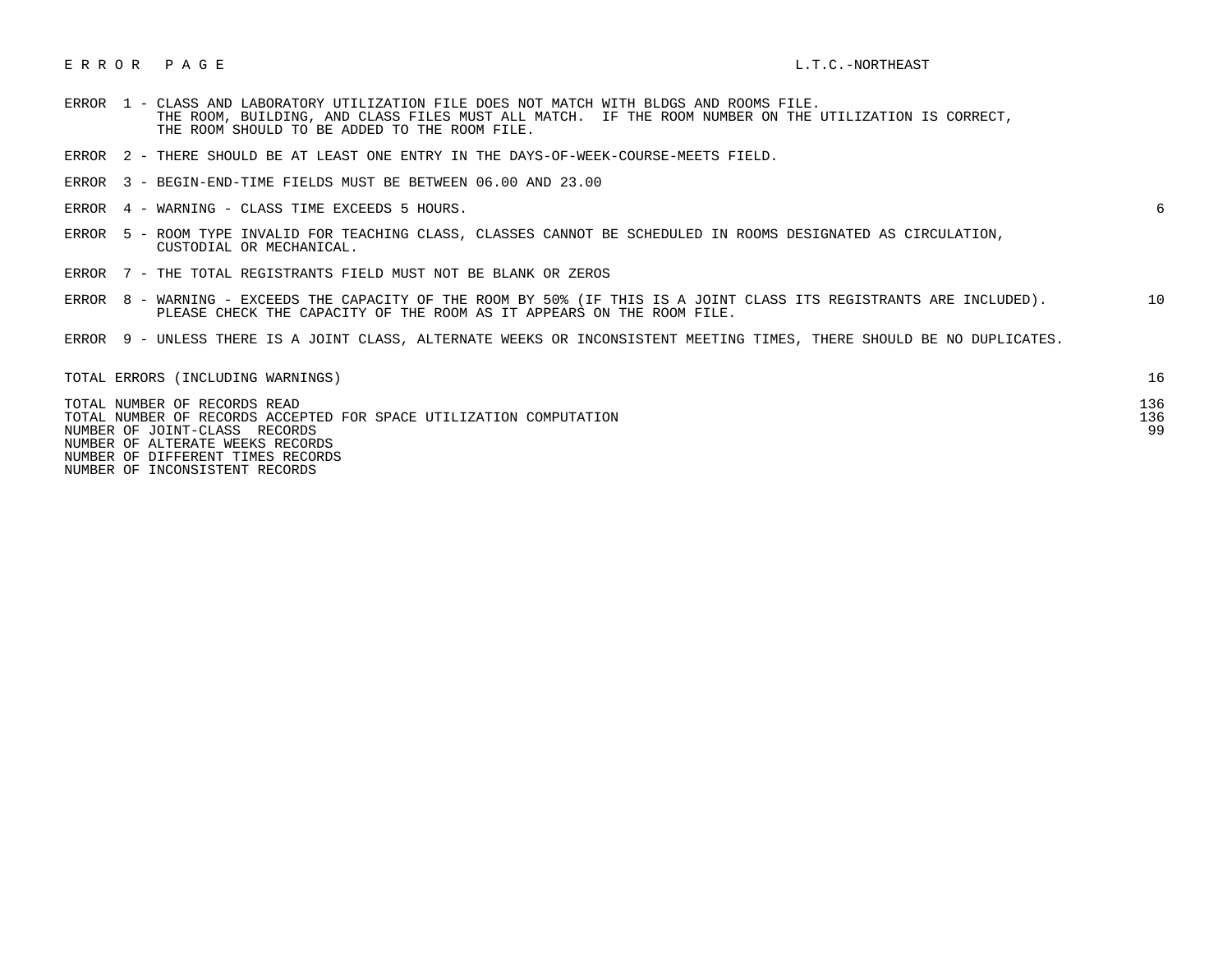# E R R O R   P A G E

L.T.C.-NORTHEAST

| Error | Description | Count |
|---|---|---|
| ERROR 1 | CLASS AND LABORATORY UTILIZATION FILE DOES NOT MATCH WITH BLDGS AND ROOMS FILE. THE ROOM, BUILDING, AND CLASS FILES MUST ALL MATCH. IF THE ROOM NUMBER ON THE UTILIZATION IS CORRECT, THE ROOM SHOULD TO BE ADDED TO THE ROOM FILE. | |
| ERROR 2 | THERE SHOULD BE AT LEAST ONE ENTRY IN THE DAYS-OF-WEEK-COURSE-MEETS FIELD. | |
| ERROR 3 | BEGIN-END-TIME FIELDS MUST BE BETWEEN 06.00 AND 23.00 | |
| ERROR 4 | WARNING - CLASS TIME EXCEEDS 5 HOURS. | 6 |
| ERROR 5 | ROOM TYPE INVALID FOR TEACHING CLASS, CLASSES CANNOT BE SCHEDULED IN ROOMS DESIGNATED AS CIRCULATION, CUSTODIAL OR MECHANICAL. | |
| ERROR 7 | THE TOTAL REGISTRANTS FIELD MUST NOT BE BLANK OR ZEROS | |
| ERROR 8 | WARNING - EXCEEDS THE CAPACITY OF THE ROOM BY 50% (IF THIS IS A JOINT CLASS ITS REGISTRANTS ARE INCLUDED). PLEASE CHECK THE CAPACITY OF THE ROOM AS IT APPEARS ON THE ROOM FILE. | 10 |
| ERROR 9 | UNLESS THERE IS A JOINT CLASS, ALTERNATE WEEKS OR INCONSISTENT MEETING TIMES, THERE SHOULD BE NO DUPLICATES. | |

| | |
|---|---|
| TOTAL ERRORS (INCLUDING WARNINGS) | 16 |
| TOTAL NUMBER OF RECORDS READ | 136 |
| TOTAL NUMBER OF RECORDS ACCEPTED FOR SPACE UTILIZATION COMPUTATION | 136 |
| NUMBER OF JOINT-CLASS RECORDS | 99 |
| NUMBER OF ALTERATE WEEKS RECORDS | |
| NUMBER OF DIFFERENT TIMES RECORDS | |
| NUMBER OF INCONSISTENT RECORDS | |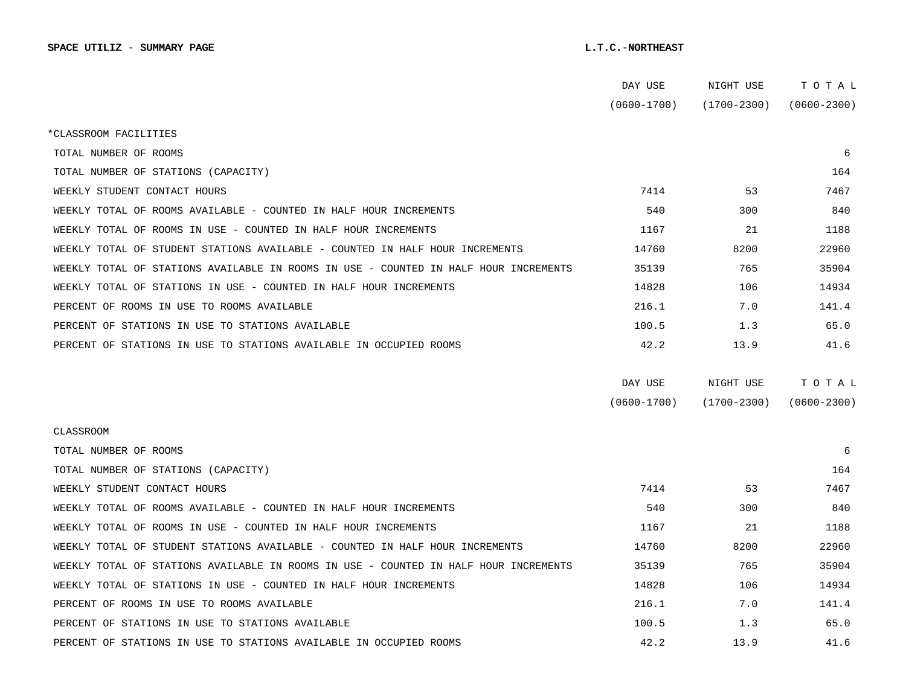**SPACE UTILIZ - SUMMARY PAGE** **L.T.C.-NORTHEAST**

| | DAY USE (0600-1700) | NIGHT USE (1700-2300) | T O T A L (0600-2300) |
|---|---|---|---|
| *CLASSROOM FACILITIES | | | |
| TOTAL NUMBER OF ROOMS | | | 6 |
| TOTAL NUMBER OF STATIONS (CAPACITY) | | | 164 |
| WEEKLY STUDENT CONTACT HOURS | 7414 | 53 | 7467 |
| WEEKLY TOTAL OF ROOMS AVAILABLE - COUNTED IN HALF HOUR INCREMENTS | 540 | 300 | 840 |
| WEEKLY TOTAL OF ROOMS IN USE - COUNTED IN HALF HOUR INCREMENTS | 1167 | 21 | 1188 |
| WEEKLY TOTAL OF STUDENT STATIONS AVAILABLE - COUNTED IN HALF HOUR INCREMENTS | 14760 | 8200 | 22960 |
| WEEKLY TOTAL OF STATIONS AVAILABLE IN ROOMS IN USE - COUNTED IN HALF HOUR INCREMENTS | 35139 | 765 | 35904 |
| WEEKLY TOTAL OF STATIONS IN USE - COUNTED IN HALF HOUR INCREMENTS | 14828 | 106 | 14934 |
| PERCENT OF ROOMS IN USE TO ROOMS AVAILABLE | 216.1 | 7.0 | 141.4 |
| PERCENT OF STATIONS IN USE TO STATIONS AVAILABLE | 100.5 | 1.3 | 65.0 |
| PERCENT OF STATIONS IN USE TO STATIONS AVAILABLE IN OCCUPIED ROOMS | 42.2 | 13.9 | 41.6 |

| | DAY USE (0600-1700) | NIGHT USE (1700-2300) | T O T A L (0600-2300) |
|---|---|---|---|
| CLASSROOM | | | |
| TOTAL NUMBER OF ROOMS | | | 6 |
| TOTAL NUMBER OF STATIONS (CAPACITY) | | | 164 |
| WEEKLY STUDENT CONTACT HOURS | 7414 | 53 | 7467 |
| WEEKLY TOTAL OF ROOMS AVAILABLE - COUNTED IN HALF HOUR INCREMENTS | 540 | 300 | 840 |
| WEEKLY TOTAL OF ROOMS IN USE - COUNTED IN HALF HOUR INCREMENTS | 1167 | 21 | 1188 |
| WEEKLY TOTAL OF STUDENT STATIONS AVAILABLE - COUNTED IN HALF HOUR INCREMENTS | 14760 | 8200 | 22960 |
| WEEKLY TOTAL OF STATIONS AVAILABLE IN ROOMS IN USE - COUNTED IN HALF HOUR INCREMENTS | 35139 | 765 | 35904 |
| WEEKLY TOTAL OF STATIONS IN USE - COUNTED IN HALF HOUR INCREMENTS | 14828 | 106 | 14934 |
| PERCENT OF ROOMS IN USE TO ROOMS AVAILABLE | 216.1 | 7.0 | 141.4 |
| PERCENT OF STATIONS IN USE TO STATIONS AVAILABLE | 100.5 | 1.3 | 65.0 |
| PERCENT OF STATIONS IN USE TO STATIONS AVAILABLE IN OCCUPIED ROOMS | 42.2 | 13.9 | 41.6 |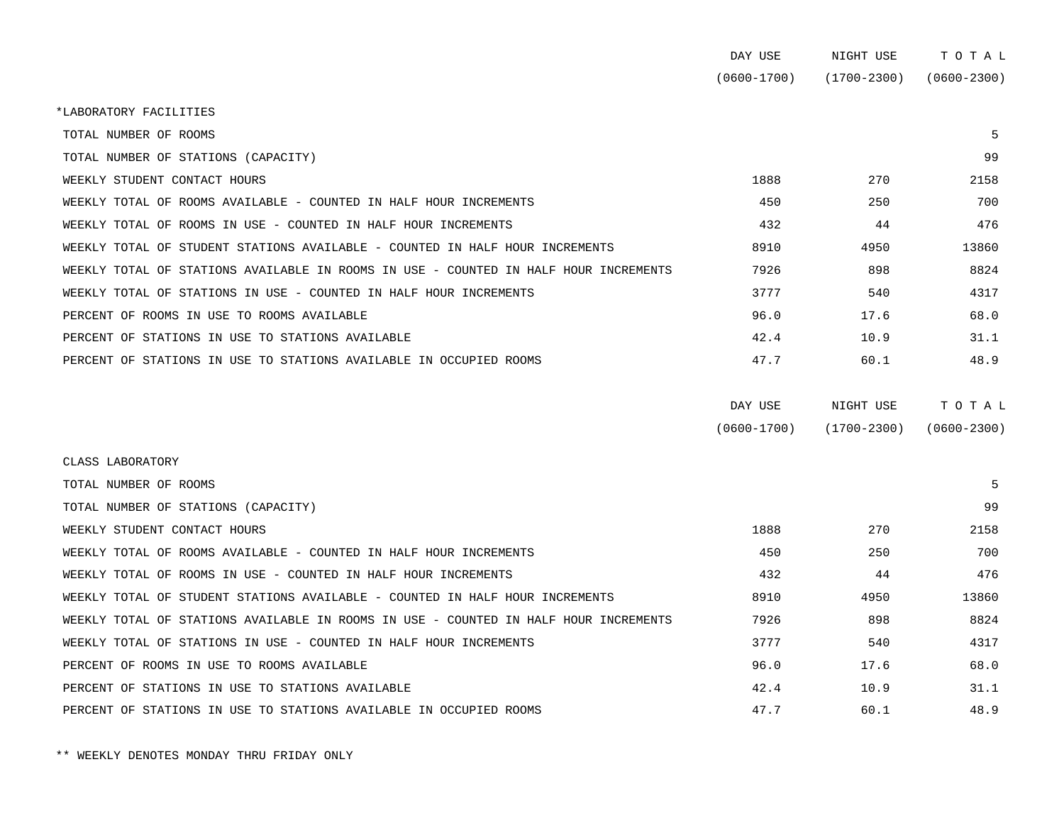| | DAY USE (0600-1700) | NIGHT USE (1700-2300) | T O T A L (0600-2300) |
|---|---|---|---|
| *LABORATORY FACILITIES | | | |
| TOTAL NUMBER OF ROOMS | | | 5 |
| TOTAL NUMBER OF STATIONS (CAPACITY) | | | 99 |
| WEEKLY STUDENT CONTACT HOURS | 1888 | 270 | 2158 |
| WEEKLY TOTAL OF ROOMS AVAILABLE - COUNTED IN HALF HOUR INCREMENTS | 450 | 250 | 700 |
| WEEKLY TOTAL OF ROOMS IN USE - COUNTED IN HALF HOUR INCREMENTS | 432 | 44 | 476 |
| WEEKLY TOTAL OF STUDENT STATIONS AVAILABLE - COUNTED IN HALF HOUR INCREMENTS | 8910 | 4950 | 13860 |
| WEEKLY TOTAL OF STATIONS AVAILABLE IN ROOMS IN USE - COUNTED IN HALF HOUR INCREMENTS | 7926 | 898 | 8824 |
| WEEKLY TOTAL OF STATIONS IN USE - COUNTED IN HALF HOUR INCREMENTS | 3777 | 540 | 4317 |
| PERCENT OF ROOMS IN USE TO ROOMS AVAILABLE | 96.0 | 17.6 | 68.0 |
| PERCENT OF STATIONS IN USE TO STATIONS AVAILABLE | 42.4 | 10.9 | 31.1 |
| PERCENT OF STATIONS IN USE TO STATIONS AVAILABLE IN OCCUPIED ROOMS | 47.7 | 60.1 | 48.9 |

| | DAY USE (0600-1700) | NIGHT USE (1700-2300) | T O T A L (0600-2300) |
|---|---|---|---|
| CLASS LABORATORY | | | |
| TOTAL NUMBER OF ROOMS | | | 5 |
| TOTAL NUMBER OF STATIONS (CAPACITY) | | | 99 |
| WEEKLY STUDENT CONTACT HOURS | 1888 | 270 | 2158 |
| WEEKLY TOTAL OF ROOMS AVAILABLE - COUNTED IN HALF HOUR INCREMENTS | 450 | 250 | 700 |
| WEEKLY TOTAL OF ROOMS IN USE - COUNTED IN HALF HOUR INCREMENTS | 432 | 44 | 476 |
| WEEKLY TOTAL OF STUDENT STATIONS AVAILABLE - COUNTED IN HALF HOUR INCREMENTS | 8910 | 4950 | 13860 |
| WEEKLY TOTAL OF STATIONS AVAILABLE IN ROOMS IN USE - COUNTED IN HALF HOUR INCREMENTS | 7926 | 898 | 8824 |
| WEEKLY TOTAL OF STATIONS IN USE - COUNTED IN HALF HOUR INCREMENTS | 3777 | 540 | 4317 |
| PERCENT OF ROOMS IN USE TO ROOMS AVAILABLE | 96.0 | 17.6 | 68.0 |
| PERCENT OF STATIONS IN USE TO STATIONS AVAILABLE | 42.4 | 10.9 | 31.1 |
| PERCENT OF STATIONS IN USE TO STATIONS AVAILABLE IN OCCUPIED ROOMS | 47.7 | 60.1 | 48.9 |

** WEEKLY DENOTES MONDAY THRU FRIDAY ONLY